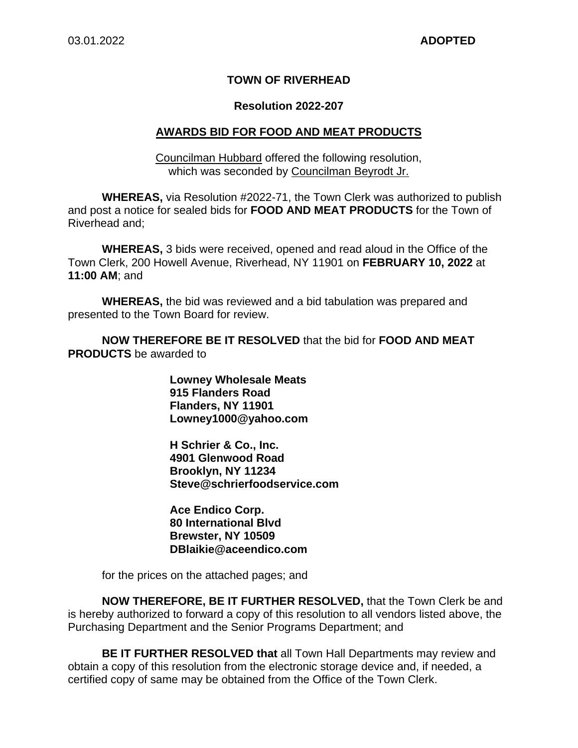03.01.2022 **ADOPTED**

# TOWN OF RIVERHEAD

## Resolution 2022-207

## AWARDS BID FOR FOOD AND MEAT PRODUCTS

Councilman Hubbard offered the following resolution, which was seconded by Councilman Beyrodt Jr.

**WHEREAS,** via Resolution #2022-71, the Town Clerk was authorized to publish and post a notice for sealed bids for **FOOD AND MEAT PRODUCTS** for the Town of Riverhead and;

**WHEREAS,** 3 bids were received, opened and read aloud in the Office of the Town Clerk, 200 Howell Avenue, Riverhead, NY 11901 on **FEBRUARY 10, 2022** at **11:00 AM**; and

**WHEREAS,** the bid was reviewed and a bid tabulation was prepared and presented to the Town Board for review.

**NOW THEREFORE BE IT RESOLVED** that the bid for **FOOD AND MEAT PRODUCTS** be awarded to

**Lowney Wholesale Meats**
**915 Flanders Road**
**Flanders, NY 11901**
**Lowney1000@yahoo.com**

**H Schrier & Co., Inc.**
**4901 Glenwood Road**
**Brooklyn, NY 11234**
**Steve@schrierfoodservice.com**

**Ace Endico Corp.**
**80 International Blvd**
**Brewster, NY 10509**
**DBlaikie@aceendico.com**

for the prices on the attached pages; and

**NOW THEREFORE, BE IT FURTHER RESOLVED,** that the Town Clerk be and is hereby authorized to forward a copy of this resolution to all vendors listed above, the Purchasing Department and the Senior Programs Department; and

**BE IT FURTHER RESOLVED that** all Town Hall Departments may review and obtain a copy of this resolution from the electronic storage device and, if needed, a certified copy of same may be obtained from the Office of the Town Clerk.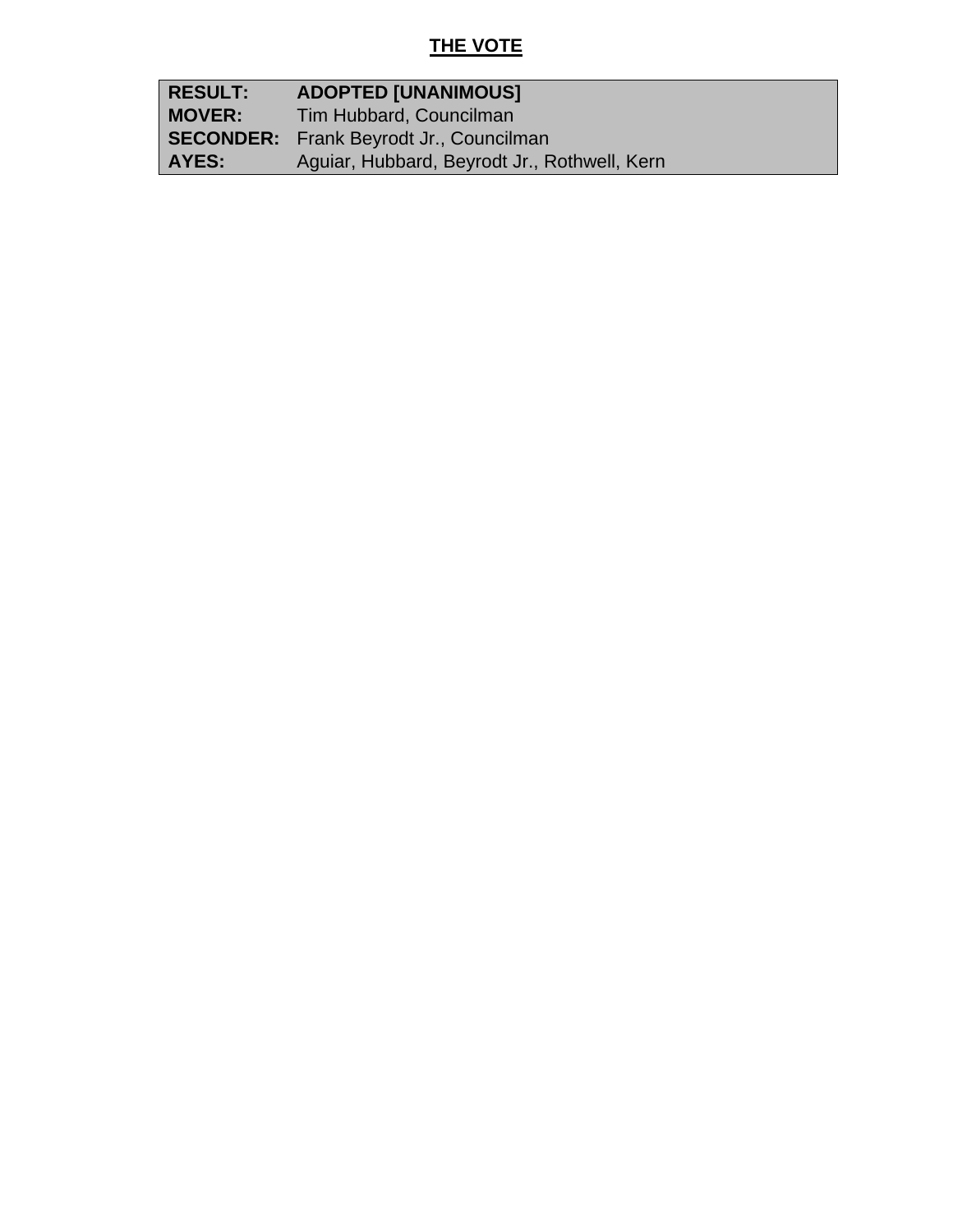**THE VOTE**

| | |
|---|---|
| **RESULT:** | **ADOPTED [UNANIMOUS]** |
| **MOVER:** | Tim Hubbard, Councilman |
| **SECONDER:** | Frank Beyrodt Jr., Councilman |
| **AYES:** | Aguiar, Hubbard, Beyrodt Jr., Rothwell, Kern |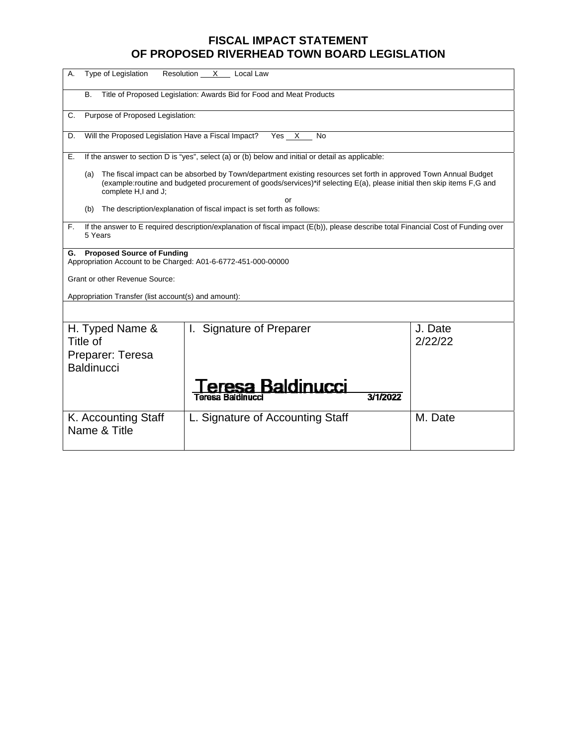# FISCAL IMPACT STATEMENT OF PROPOSED RIVERHEAD TOWN BOARD LEGISLATION

A. Type of Legislation  Resolution __X__ Local Law

B. Title of Proposed Legislation: Awards Bid for Food and Meat Products

C. Purpose of Proposed Legislation:

D. Will the Proposed Legislation Have a Fiscal Impact?  Yes __X__ No

E. If the answer to section D is "yes", select (a) or (b) below and initial or detail as applicable:

(a) The fiscal impact can be absorbed by Town/department existing resources set forth in approved Town Annual Budget (example:routine and budgeted procurement of goods/services)*if selecting E(a), please initial then skip items F,G and complete H,I and J;

or

(b) The description/explanation of fiscal impact is set forth as follows:

F. If the answer to E required description/explanation of fiscal impact (E(b)), please describe total Financial Cost of Funding over 5 Years

**G. Proposed Source of Funding**
Appropriation Account to be Charged: A01-6-6772-451-000-00000

Grant or other Revenue Source:

Appropriation Transfer (list account(s) and amount):

| | | |
|---|---|---|
| H. Typed Name & Title of Preparer: Teresa Baldinucci | I. Signature of Preparer<br>Teresa Baldinucci<br>Teresa Baldinucci 3/1/2022 | J. Date<br>2/22/22 |
| K. Accounting Staff Name & Title | L. Signature of Accounting Staff | M. Date |